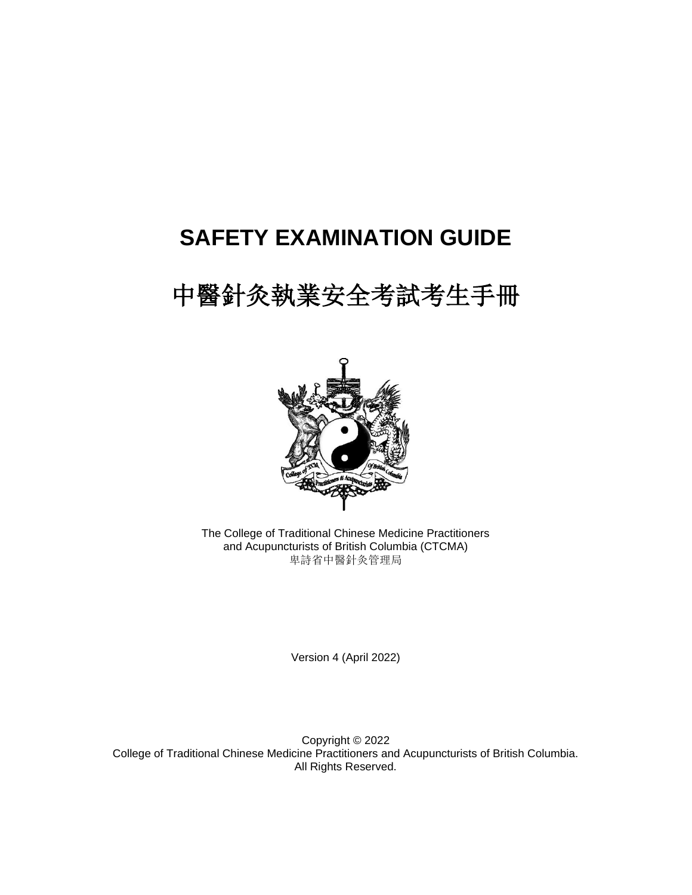# SAFETY EXAMINATION GUIDE

# 中醫針灸執業安全考試考生手冊

The College of Traditional Chinese Medicine Practitioners
and Acupuncturists of British Columbia (CTCMA)
卑詩省中醫針灸管理局

Version 4 (April 2022)

Copyright © 2022
College of Traditional Chinese Medicine Practitioners and Acupuncturists of British Columbia.
All Rights Reserved.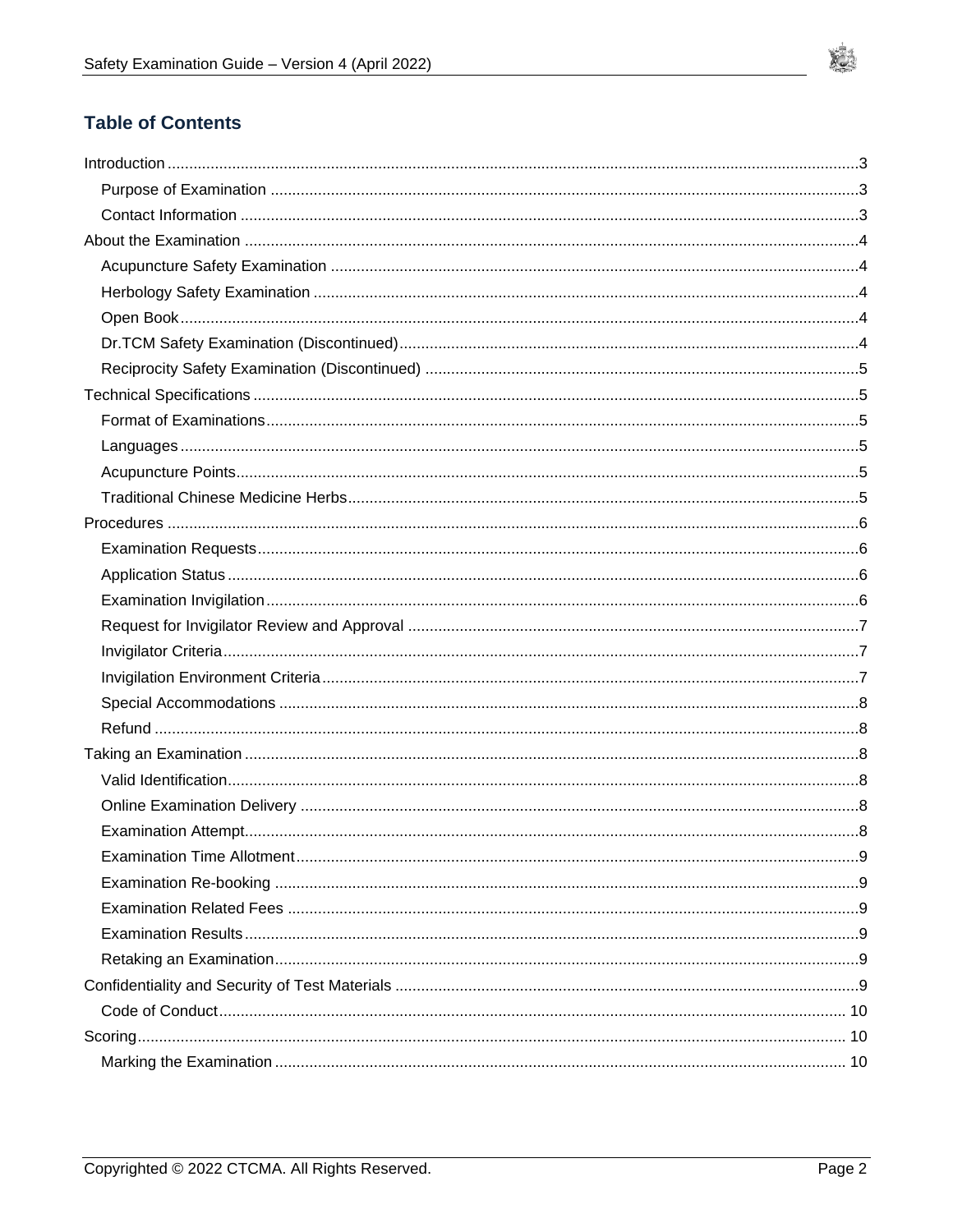## Table of Contents

- Introduction ... 3
  - Purpose of Examination ... 3
  - Contact Information ... 3
- About the Examination ... 4
  - Acupuncture Safety Examination ... 4
  - Herbology Safety Examination ... 4
  - Open Book ... 4
  - Dr.TCM Safety Examination (Discontinued) ... 4
  - Reciprocity Safety Examination (Discontinued) ... 5
- Technical Specifications ... 5
  - Format of Examinations ... 5
  - Languages ... 5
  - Acupuncture Points ... 5
  - Traditional Chinese Medicine Herbs ... 5
- Procedures ... 6
  - Examination Requests ... 6
  - Application Status ... 6
  - Examination Invigilation ... 6
  - Request for Invigilator Review and Approval ... 7
  - Invigilator Criteria ... 7
  - Invigilation Environment Criteria ... 7
  - Special Accommodations ... 8
  - Refund ... 8
- Taking an Examination ... 8
  - Valid Identification ... 8
  - Online Examination Delivery ... 8
  - Examination Attempt ... 8
  - Examination Time Allotment ... 9
  - Examination Re-booking ... 9
  - Examination Related Fees ... 9
  - Examination Results ... 9
  - Retaking an Examination ... 9
- Confidentiality and Security of Test Materials ... 9
  - Code of Conduct ... 10
- Scoring ... 10
  - Marking the Examination ... 10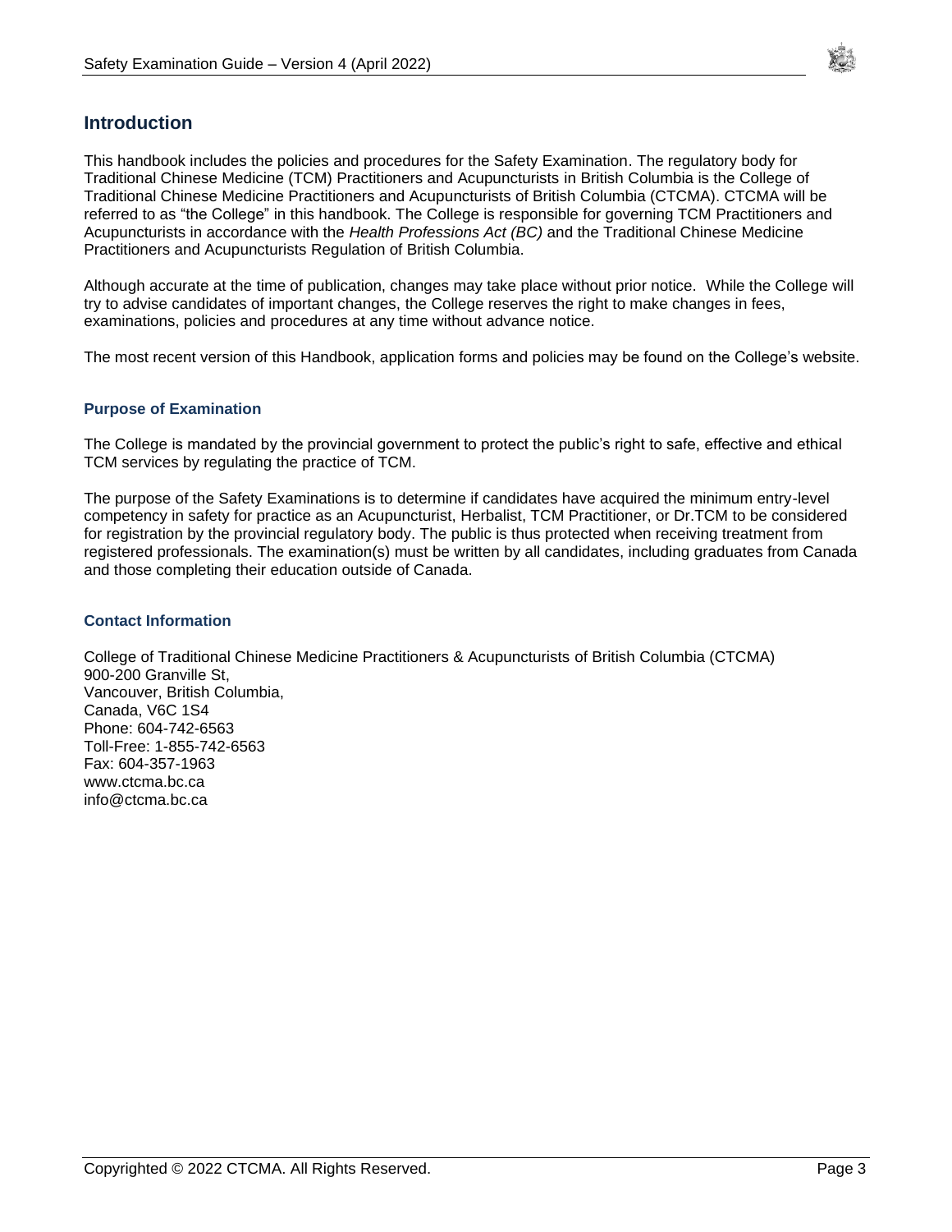## Introduction

This handbook includes the policies and procedures for the Safety Examination. The regulatory body for Traditional Chinese Medicine (TCM) Practitioners and Acupuncturists in British Columbia is the College of Traditional Chinese Medicine Practitioners and Acupuncturists of British Columbia (CTCMA). CTCMA will be referred to as “the College” in this handbook. The College is responsible for governing TCM Practitioners and Acupuncturists in accordance with the *Health Professions Act (BC)* and the Traditional Chinese Medicine Practitioners and Acupuncturists Regulation of British Columbia.

Although accurate at the time of publication, changes may take place without prior notice. While the College will try to advise candidates of important changes, the College reserves the right to make changes in fees, examinations, policies and procedures at any time without advance notice.

The most recent version of this Handbook, application forms and policies may be found on the College’s website.

### Purpose of Examination

The College is mandated by the provincial government to protect the public’s right to safe, effective and ethical TCM services by regulating the practice of TCM.

The purpose of the Safety Examinations is to determine if candidates have acquired the minimum entry-level competency in safety for practice as an Acupuncturist, Herbalist, TCM Practitioner, or Dr.TCM to be considered for registration by the provincial regulatory body. The public is thus protected when receiving treatment from registered professionals. The examination(s) must be written by all candidates, including graduates from Canada and those completing their education outside of Canada.

### Contact Information

College of Traditional Chinese Medicine Practitioners & Acupuncturists of British Columbia (CTCMA)
900-200 Granville St,
Vancouver, British Columbia,
Canada, V6C 1S4
Phone: 604-742-6563
Toll-Free: 1-855-742-6563
Fax: 604-357-1963
www.ctcma.bc.ca
info@ctcma.bc.ca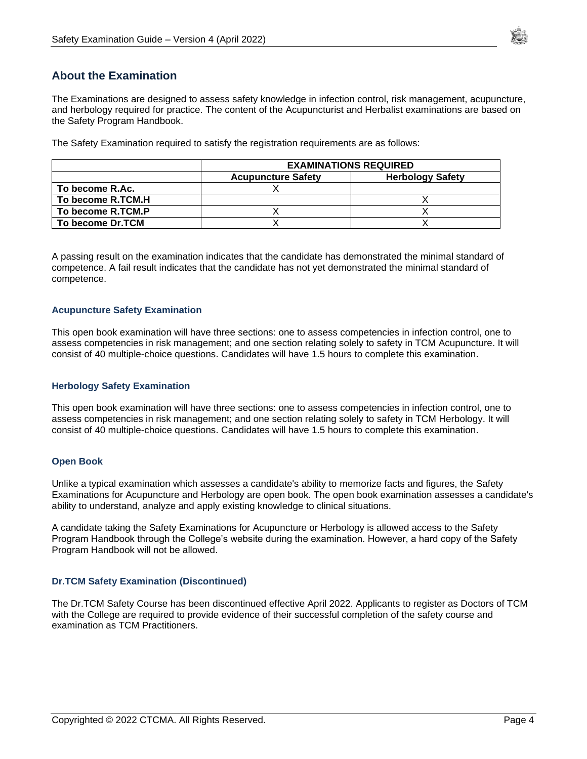## About the Examination

The Examinations are designed to assess safety knowledge in infection control, risk management, acupuncture, and herbology required for practice. The content of the Acupuncturist and Herbalist examinations are based on the Safety Program Handbook.

The Safety Examination required to satisfy the registration requirements are as follows:

| | **EXAMINATIONS REQUIRED** | |
|---|---|---|
| | **Acupuncture Safety** | **Herbology Safety** |
| **To become R.Ac.** | X | |
| **To become R.TCM.H** | | X |
| **To become R.TCM.P** | X | X |
| **To become Dr.TCM** | X | X |

A passing result on the examination indicates that the candidate has demonstrated the minimal standard of competence. A fail result indicates that the candidate has not yet demonstrated the minimal standard of competence.

### Acupuncture Safety Examination

This open book examination will have three sections: one to assess competencies in infection control, one to assess competencies in risk management; and one section relating solely to safety in TCM Acupuncture. It will consist of 40 multiple-choice questions. Candidates will have 1.5 hours to complete this examination.

### Herbology Safety Examination

This open book examination will have three sections: one to assess competencies in infection control, one to assess competencies in risk management; and one section relating solely to safety in TCM Herbology. It will consist of 40 multiple-choice questions. Candidates will have 1.5 hours to complete this examination.

### Open Book

Unlike a typical examination which assesses a candidate's ability to memorize facts and figures, the Safety Examinations for Acupuncture and Herbology are open book. The open book examination assesses a candidate's ability to understand, analyze and apply existing knowledge to clinical situations.

A candidate taking the Safety Examinations for Acupuncture or Herbology is allowed access to the Safety Program Handbook through the College's website during the examination. However, a hard copy of the Safety Program Handbook will not be allowed.

### Dr.TCM Safety Examination (Discontinued)

The Dr.TCM Safety Course has been discontinued effective April 2022. Applicants to register as Doctors of TCM with the College are required to provide evidence of their successful completion of the safety course and examination as TCM Practitioners.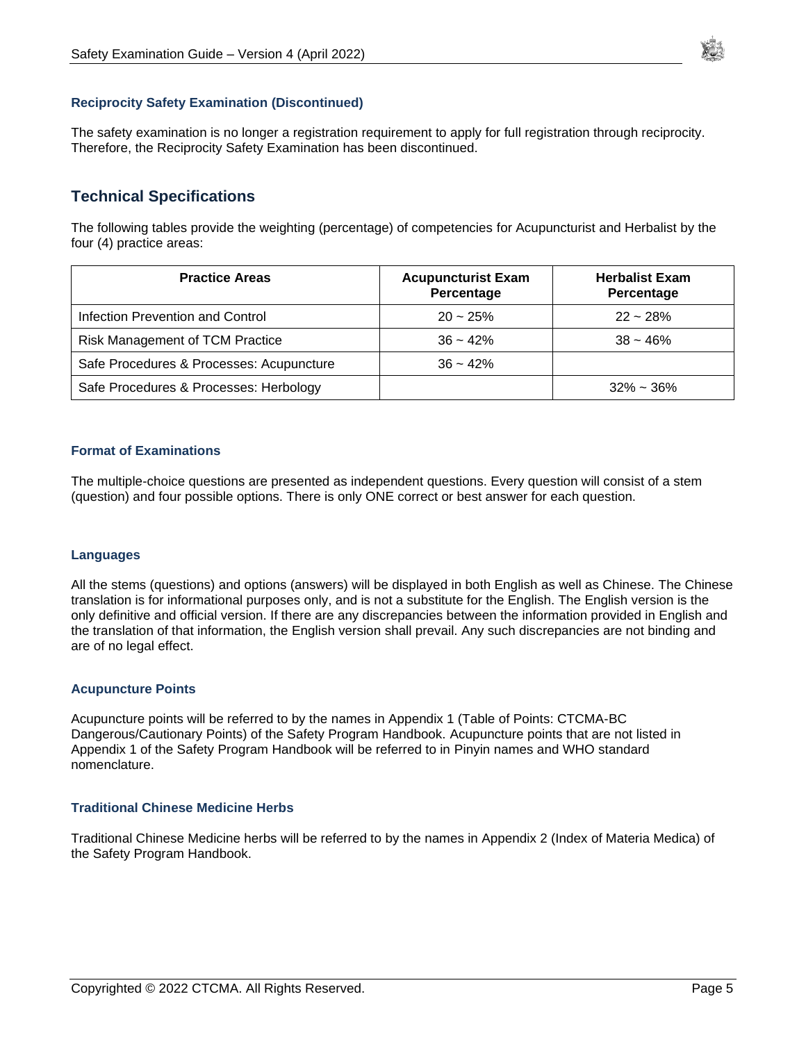### Reciprocity Safety Examination (Discontinued)

The safety examination is no longer a registration requirement to apply for full registration through reciprocity. Therefore, the Reciprocity Safety Examination has been discontinued.

## Technical Specifications

The following tables provide the weighting (percentage) of competencies for Acupuncturist and Herbalist by the four (4) practice areas:

| Practice Areas | Acupuncturist Exam Percentage | Herbalist Exam Percentage |
| --- | --- | --- |
| Infection Prevention and Control | 20 ~ 25% | 22 ~ 28% |
| Risk Management of TCM Practice | 36 ~ 42% | 38 ~ 46% |
| Safe Procedures & Processes: Acupuncture | 36 ~ 42% | |
| Safe Procedures & Processes: Herbology | | 32% ~ 36% |

### Format of Examinations

The multiple-choice questions are presented as independent questions. Every question will consist of a stem (question) and four possible options. There is only ONE correct or best answer for each question.

### Languages

All the stems (questions) and options (answers) will be displayed in both English as well as Chinese. The Chinese translation is for informational purposes only, and is not a substitute for the English. The English version is the only definitive and official version. If there are any discrepancies between the information provided in English and the translation of that information, the English version shall prevail. Any such discrepancies are not binding and are of no legal effect.

### Acupuncture Points

Acupuncture points will be referred to by the names in Appendix 1 (Table of Points: CTCMA-BC Dangerous/Cautionary Points) of the Safety Program Handbook. Acupuncture points that are not listed in Appendix 1 of the Safety Program Handbook will be referred to in Pinyin names and WHO standard nomenclature.

### Traditional Chinese Medicine Herbs

Traditional Chinese Medicine herbs will be referred to by the names in Appendix 2 (Index of Materia Medica) of the Safety Program Handbook.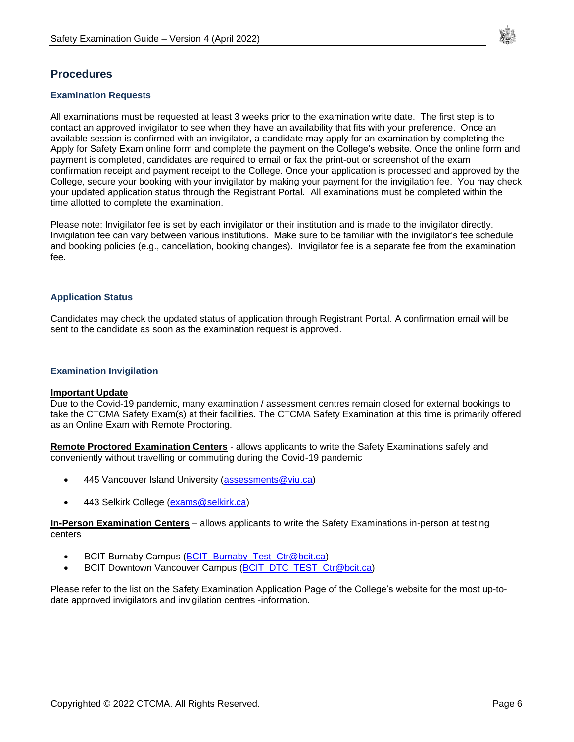## Procedures

### Examination Requests

All examinations must be requested at least 3 weeks prior to the examination write date. The first step is to contact an approved invigilator to see when they have an availability that fits with your preference. Once an available session is confirmed with an invigilator, a candidate may apply for an examination by completing the Apply for Safety Exam online form and complete the payment on the College's website. Once the online form and payment is completed, candidates are required to email or fax the print-out or screenshot of the exam confirmation receipt and payment receipt to the College. Once your application is processed and approved by the College, secure your booking with your invigilator by making your payment for the invigilation fee. You may check your updated application status through the Registrant Portal. All examinations must be completed within the time allotted to complete the examination.

Please note: Invigilator fee is set by each invigilator or their institution and is made to the invigilator directly. Invigilation fee can vary between various institutions. Make sure to be familiar with the invigilator's fee schedule and booking policies (e.g., cancellation, booking changes). Invigilator fee is a separate fee from the examination fee.

### Application Status

Candidates may check the updated status of application through Registrant Portal. A confirmation email will be sent to the candidate as soon as the examination request is approved.

### Examination Invigilation

**Important Update**

Due to the Covid-19 pandemic, many examination / assessment centres remain closed for external bookings to take the CTCMA Safety Exam(s) at their facilities. The CTCMA Safety Examination at this time is primarily offered as an Online Exam with Remote Proctoring.

**Remote Proctored Examination Centers** - allows applicants to write the Safety Examinations safely and conveniently without travelling or commuting during the Covid-19 pandemic

- 445 Vancouver Island University (assessments@viu.ca)
- 443 Selkirk College (exams@selkirk.ca)

**In-Person Examination Centers** – allows applicants to write the Safety Examinations in-person at testing centers

- BCIT Burnaby Campus (BCIT_Burnaby_Test_Ctr@bcit.ca)
- BCIT Downtown Vancouver Campus (BCIT_DTC_TEST_Ctr@bcit.ca)

Please refer to the list on the Safety Examination Application Page of the College's website for the most up-to-date approved invigilators and invigilation centres -information.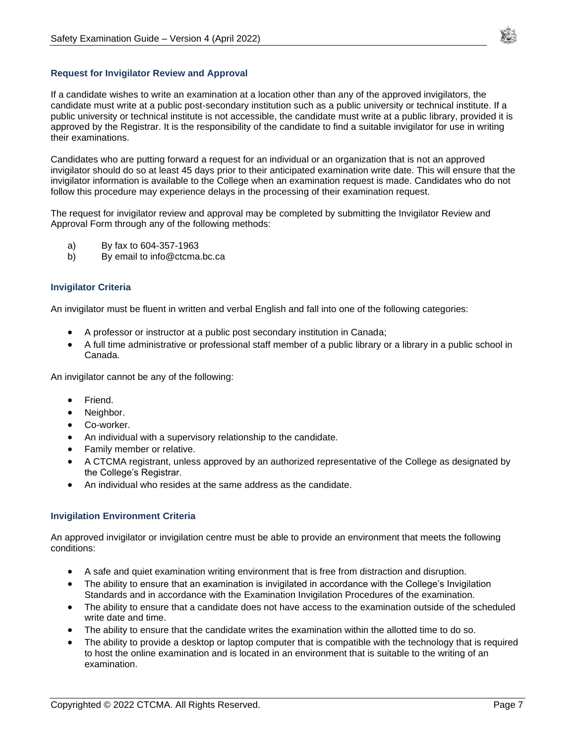### Request for Invigilator Review and Approval

If a candidate wishes to write an examination at a location other than any of the approved invigilators, the candidate must write at a public post-secondary institution such as a public university or technical institute. If a public university or technical institute is not accessible, the candidate must write at a public library, provided it is approved by the Registrar. It is the responsibility of the candidate to find a suitable invigilator for use in writing their examinations.

Candidates who are putting forward a request for an individual or an organization that is not an approved invigilator should do so at least 45 days prior to their anticipated examination write date. This will ensure that the invigilator information is available to the College when an examination request is made. Candidates who do not follow this procedure may experience delays in the processing of their examination request.

The request for invigilator review and approval may be completed by submitting the Invigilator Review and Approval Form through any of the following methods:

a) By fax to 604-357-1963
b) By email to info@ctcma.bc.ca

### Invigilator Criteria

An invigilator must be fluent in written and verbal English and fall into one of the following categories:

- A professor or instructor at a public post secondary institution in Canada;
- A full time administrative or professional staff member of a public library or a library in a public school in Canada.

An invigilator cannot be any of the following:

- Friend.
- Neighbor.
- Co-worker.
- An individual with a supervisory relationship to the candidate.
- Family member or relative.
- A CTCMA registrant, unless approved by an authorized representative of the College as designated by the College's Registrar.
- An individual who resides at the same address as the candidate.

### Invigilation Environment Criteria

An approved invigilator or invigilation centre must be able to provide an environment that meets the following conditions:

- A safe and quiet examination writing environment that is free from distraction and disruption.
- The ability to ensure that an examination is invigilated in accordance with the College's Invigilation Standards and in accordance with the Examination Invigilation Procedures of the examination.
- The ability to ensure that a candidate does not have access to the examination outside of the scheduled write date and time.
- The ability to ensure that the candidate writes the examination within the allotted time to do so.
- The ability to provide a desktop or laptop computer that is compatible with the technology that is required to host the online examination and is located in an environment that is suitable to the writing of an examination.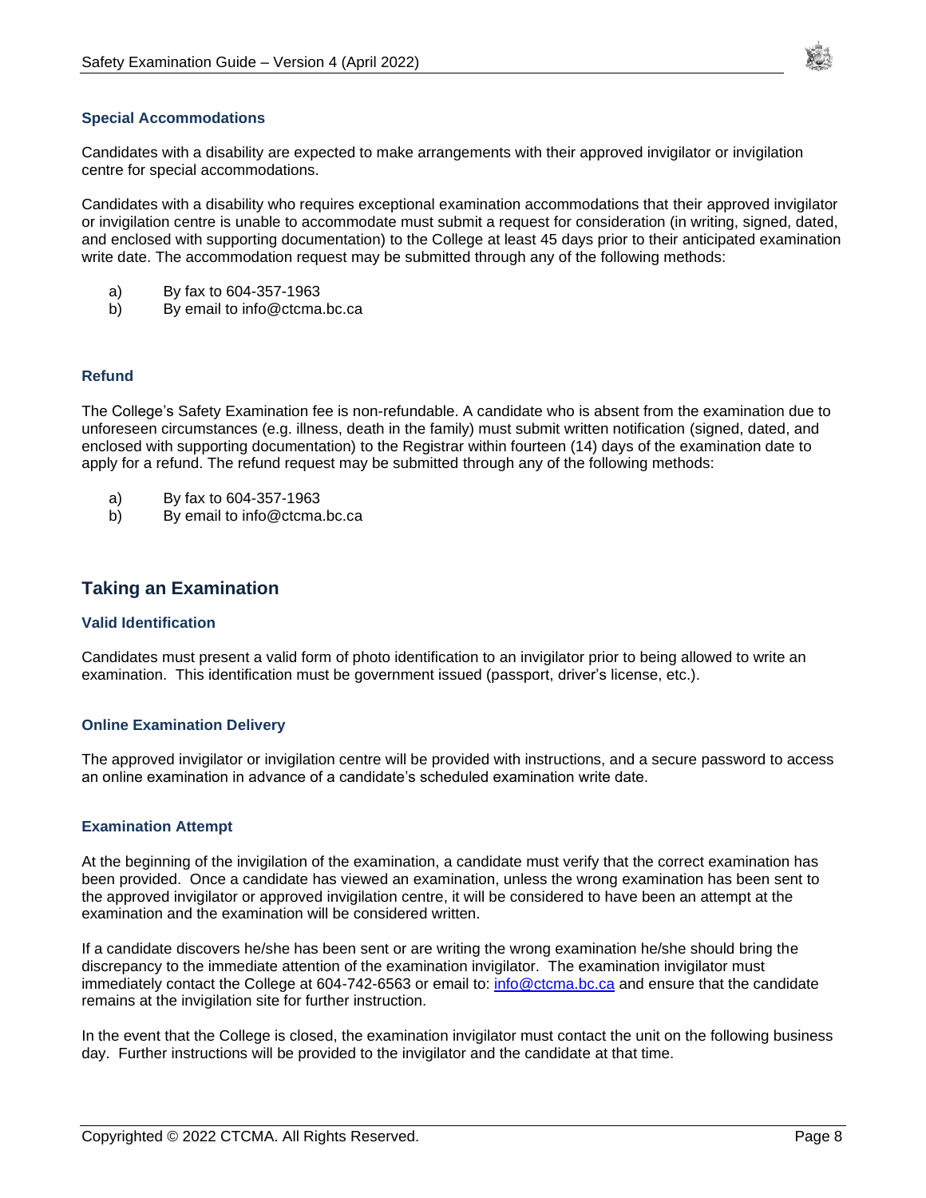### Special Accommodations

Candidates with a disability are expected to make arrangements with their approved invigilator or invigilation centre for special accommodations.

Candidates with a disability who requires exceptional examination accommodations that their approved invigilator or invigilation centre is unable to accommodate must submit a request for consideration (in writing, signed, dated, and enclosed with supporting documentation) to the College at least 45 days prior to their anticipated examination write date. The accommodation request may be submitted through any of the following methods:

a) By fax to 604-357-1963
b) By email to info@ctcma.bc.ca

### Refund

The College's Safety Examination fee is non-refundable. A candidate who is absent from the examination due to unforeseen circumstances (e.g. illness, death in the family) must submit written notification (signed, dated, and enclosed with supporting documentation) to the Registrar within fourteen (14) days of the examination date to apply for a refund. The refund request may be submitted through any of the following methods:

a) By fax to 604-357-1963
b) By email to info@ctcma.bc.ca

## Taking an Examination

### Valid Identification

Candidates must present a valid form of photo identification to an invigilator prior to being allowed to write an examination. This identification must be government issued (passport, driver's license, etc.).

### Online Examination Delivery

The approved invigilator or invigilation centre will be provided with instructions, and a secure password to access an online examination in advance of a candidate's scheduled examination write date.

### Examination Attempt

At the beginning of the invigilation of the examination, a candidate must verify that the correct examination has been provided. Once a candidate has viewed an examination, unless the wrong examination has been sent to the approved invigilator or approved invigilation centre, it will be considered to have been an attempt at the examination and the examination will be considered written.

If a candidate discovers he/she has been sent or are writing the wrong examination he/she should bring the discrepancy to the immediate attention of the examination invigilator. The examination invigilator must immediately contact the College at 604-742-6563 or email to: info@ctcma.bc.ca and ensure that the candidate remains at the invigilation site for further instruction.

In the event that the College is closed, the examination invigilator must contact the unit on the following business day. Further instructions will be provided to the invigilator and the candidate at that time.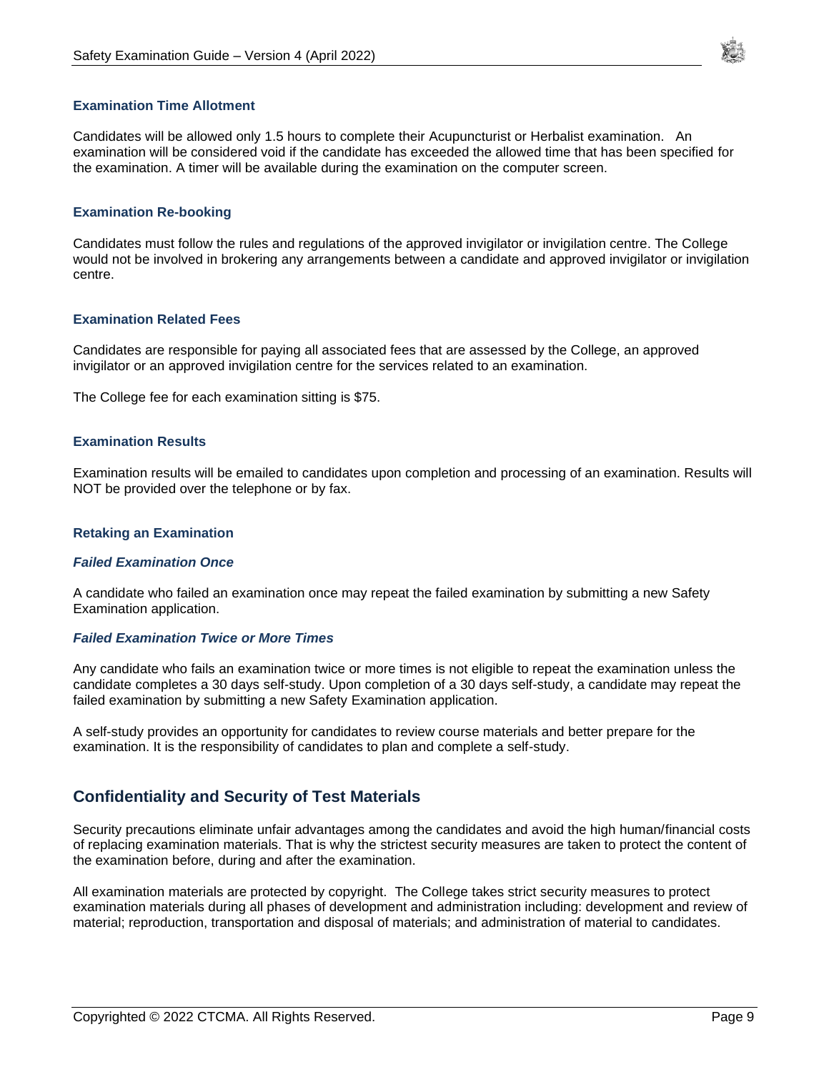### Examination Time Allotment

Candidates will be allowed only 1.5 hours to complete their Acupuncturist or Herbalist examination. An examination will be considered void if the candidate has exceeded the allowed time that has been specified for the examination. A timer will be available during the examination on the computer screen.

### Examination Re-booking

Candidates must follow the rules and regulations of the approved invigilator or invigilation centre. The College would not be involved in brokering any arrangements between a candidate and approved invigilator or invigilation centre.

### Examination Related Fees

Candidates are responsible for paying all associated fees that are assessed by the College, an approved invigilator or an approved invigilation centre for the services related to an examination.

The College fee for each examination sitting is $75.

### Examination Results

Examination results will be emailed to candidates upon completion and processing of an examination. Results will NOT be provided over the telephone or by fax.

### Retaking an Examination

#### *Failed Examination Once*

A candidate who failed an examination once may repeat the failed examination by submitting a new Safety Examination application.

#### *Failed Examination Twice or More Times*

Any candidate who fails an examination twice or more times is not eligible to repeat the examination unless the candidate completes a 30 days self-study. Upon completion of a 30 days self-study, a candidate may repeat the failed examination by submitting a new Safety Examination application.

A self-study provides an opportunity for candidates to review course materials and better prepare for the examination. It is the responsibility of candidates to plan and complete a self-study.

## Confidentiality and Security of Test Materials

Security precautions eliminate unfair advantages among the candidates and avoid the high human/financial costs of replacing examination materials. That is why the strictest security measures are taken to protect the content of the examination before, during and after the examination.

All examination materials are protected by copyright. The College takes strict security measures to protect examination materials during all phases of development and administration including: development and review of material; reproduction, transportation and disposal of materials; and administration of material to candidates.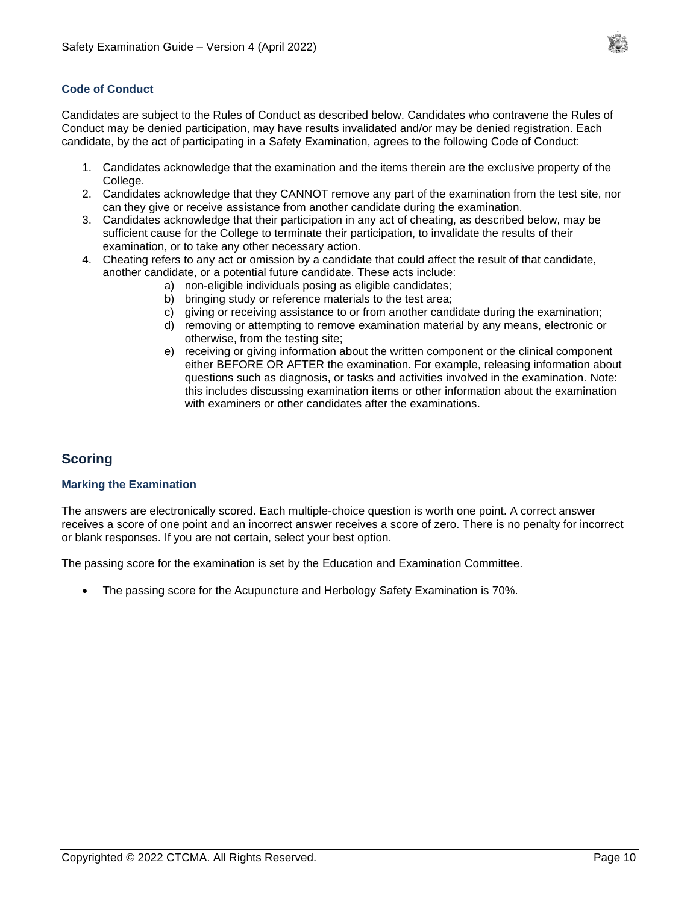### Code of Conduct

Candidates are subject to the Rules of Conduct as described below. Candidates who contravene the Rules of Conduct may be denied participation, may have results invalidated and/or may be denied registration. Each candidate, by the act of participating in a Safety Examination, agrees to the following Code of Conduct:

1. Candidates acknowledge that the examination and the items therein are the exclusive property of the College.
2. Candidates acknowledge that they CANNOT remove any part of the examination from the test site, nor can they give or receive assistance from another candidate during the examination.
3. Candidates acknowledge that their participation in any act of cheating, as described below, may be sufficient cause for the College to terminate their participation, to invalidate the results of their examination, or to take any other necessary action.
4. Cheating refers to any act or omission by a candidate that could affect the result of that candidate, another candidate, or a potential future candidate. These acts include:
   a) non-eligible individuals posing as eligible candidates;
   b) bringing study or reference materials to the test area;
   c) giving or receiving assistance to or from another candidate during the examination;
   d) removing or attempting to remove examination material by any means, electronic or otherwise, from the testing site;
   e) receiving or giving information about the written component or the clinical component either BEFORE OR AFTER the examination. For example, releasing information about questions such as diagnosis, or tasks and activities involved in the examination. Note: this includes discussing examination items or other information about the examination with examiners or other candidates after the examinations.

## Scoring

### Marking the Examination

The answers are electronically scored. Each multiple-choice question is worth one point. A correct answer receives a score of one point and an incorrect answer receives a score of zero. There is no penalty for incorrect or blank responses. If you are not certain, select your best option.

The passing score for the examination is set by the Education and Examination Committee.

- The passing score for the Acupuncture and Herbology Safety Examination is 70%.